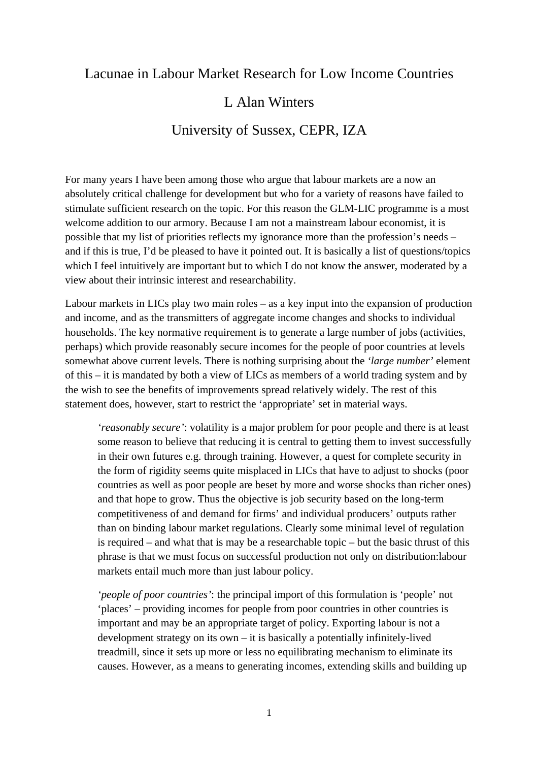# Lacunae in Labour Market Research for Low Income Countries

L Alan Winters

University of Sussex, CEPR, IZA

For many years I have been among those who argue that labour markets are a now an absolutely critical challenge for development but who for a variety of reasons have failed to stimulate sufficient research on the topic. For this reason the GLM-LIC programme is a most welcome addition to our armory. Because I am not a mainstream labour economist, it is possible that my list of priorities reflects my ignorance more than the profession's needs – and if this is true, I'd be pleased to have it pointed out. It is basically a list of questions/topics which I feel intuitively are important but to which I do not know the answer, moderated by a view about their intrinsic interest and researchability.

Labour markets in LICs play two main roles – as a key input into the expansion of production and income, and as the transmitters of aggregate income changes and shocks to individual households. The key normative requirement is to generate a large number of jobs (activities, perhaps) which provide reasonably secure incomes for the people of poor countries at levels somewhat above current levels. There is nothing surprising about the *'large number'* element of this – it is mandated by both a view of LICs as members of a world trading system and by the wish to see the benefits of improvements spread relatively widely. The rest of this statement does, however, start to restrict the 'appropriate' set in material ways.

> *'reasonably secure'*: volatility is a major problem for poor people and there is at least some reason to believe that reducing it is central to getting them to invest successfully in their own futures e.g. through training. However, a quest for complete security in the form of rigidity seems quite misplaced in LICs that have to adjust to shocks (poor countries as well as poor people are beset by more and worse shocks than richer ones) and that hope to grow. Thus the objective is job security based on the long-term competitiveness of and demand for firms' and individual producers' outputs rather than on binding labour market regulations. Clearly some minimal level of regulation is required – and what that is may be a researchable topic – but the basic thrust of this phrase is that we must focus on successful production not only on distribution:labour markets entail much more than just labour policy.
>
> *'people of poor countries'*: the principal import of this formulation is 'people' not 'places' – providing incomes for people from poor countries in other countries is important and may be an appropriate target of policy. Exporting labour is not a development strategy on its own – it is basically a potentially infinitely-lived treadmill, since it sets up more or less no equilibrating mechanism to eliminate its causes. However, as a means to generating incomes, extending skills and building up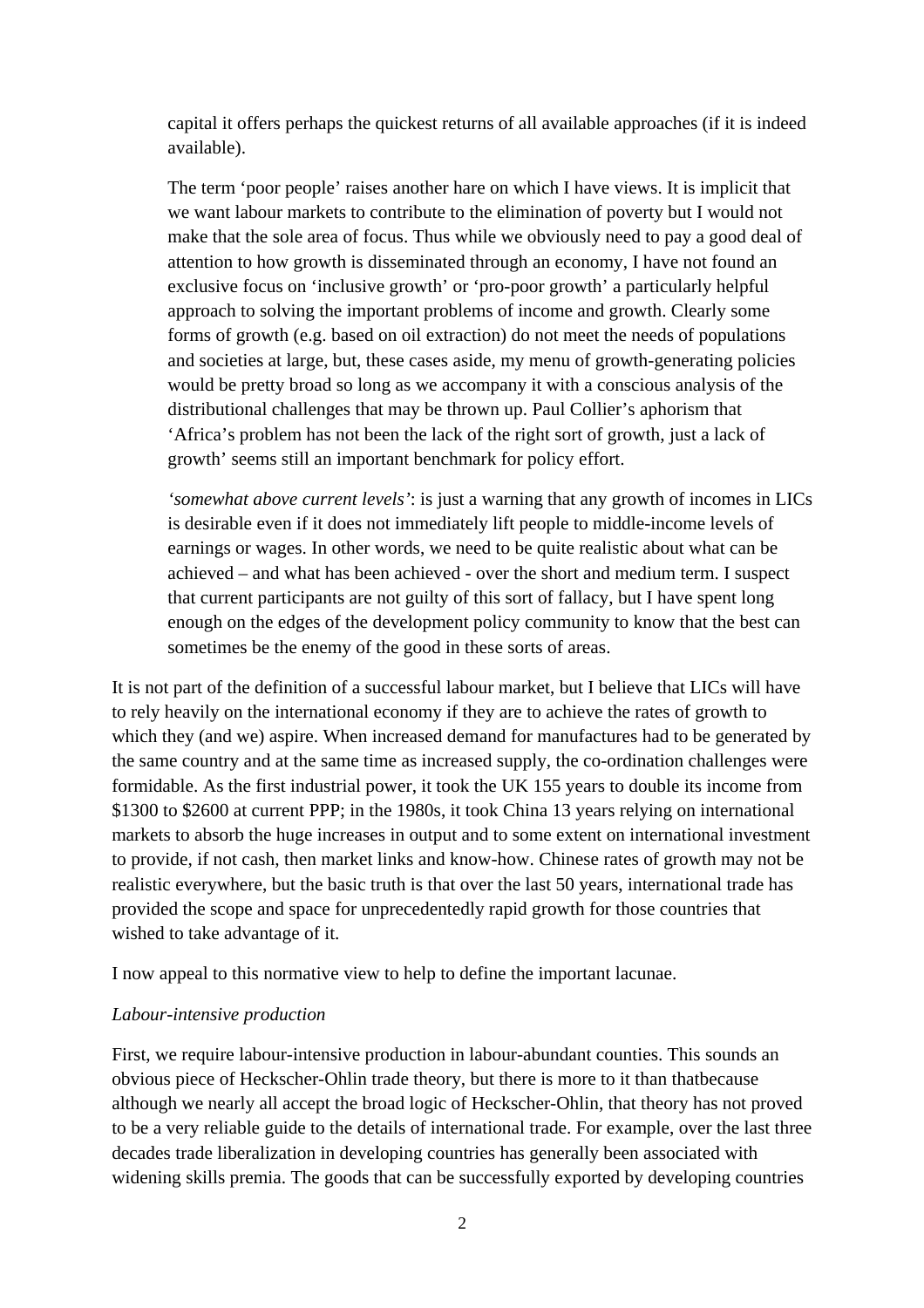capital it offers perhaps the quickest returns of all available approaches (if it is indeed available).

> The term 'poor people' raises another hare on which I have views. It is implicit that we want labour markets to contribute to the elimination of poverty but I would not make that the sole area of focus. Thus while we obviously need to pay a good deal of attention to how growth is disseminated through an economy, I have not found an exclusive focus on 'inclusive growth' or 'pro-poor growth' a particularly helpful approach to solving the important problems of income and growth. Clearly some forms of growth (e.g. based on oil extraction) do not meet the needs of populations and societies at large, but, these cases aside, my menu of growth-generating policies would be pretty broad so long as we accompany it with a conscious analysis of the distributional challenges that may be thrown up. Paul Collier's aphorism that 'Africa's problem has not been the lack of the right sort of growth, just a lack of growth' seems still an important benchmark for policy effort.
>
> *'somewhat above current levels'*: is just a warning that any growth of incomes in LICs is desirable even if it does not immediately lift people to middle-income levels of earnings or wages. In other words, we need to be quite realistic about what can be achieved – and what has been achieved - over the short and medium term. I suspect that current participants are not guilty of this sort of fallacy, but I have spent long enough on the edges of the development policy community to know that the best can sometimes be the enemy of the good in these sorts of areas.

It is not part of the definition of a successful labour market, but I believe that LICs will have to rely heavily on the international economy if they are to achieve the rates of growth to which they (and we) aspire. When increased demand for manufactures had to be generated by the same country and at the same time as increased supply, the co-ordination challenges were formidable. As the first industrial power, it took the UK 155 years to double its income from \$1300 to \$2600 at current PPP; in the 1980s, it took China 13 years relying on international markets to absorb the huge increases in output and to some extent on international investment to provide, if not cash, then market links and know-how. Chinese rates of growth may not be realistic everywhere, but the basic truth is that over the last 50 years, international trade has provided the scope and space for unprecedentedly rapid growth for those countries that wished to take advantage of it.

I now appeal to this normative view to help to define the important lacunae.

*Labour-intensive production*

First, we require labour-intensive production in labour-abundant counties. This sounds an obvious piece of Heckscher-Ohlin trade theory, but there is more to it than thatbecause although we nearly all accept the broad logic of Heckscher-Ohlin, that theory has not proved to be a very reliable guide to the details of international trade. For example, over the last three decades trade liberalization in developing countries has generally been associated with widening skills premia. The goods that can be successfully exported by developing countries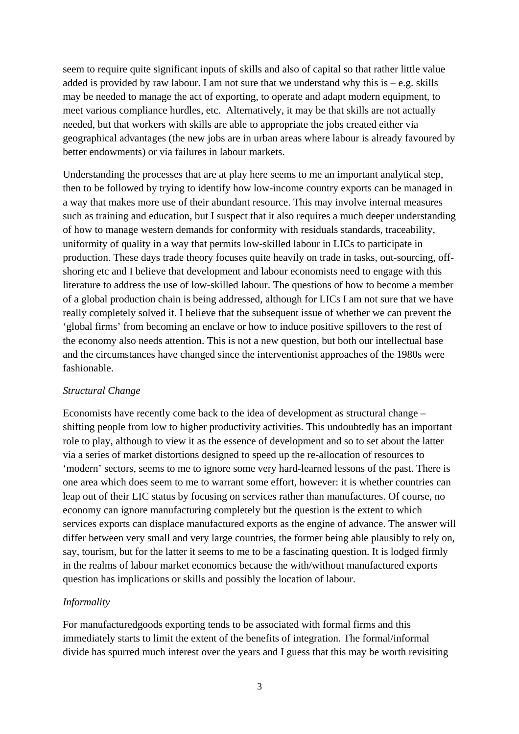seem to require quite significant inputs of skills and also of capital so that rather little value added is provided by raw labour. I am not sure that we understand why this is – e.g. skills may be needed to manage the act of exporting, to operate and adapt modern equipment, to meet various compliance hurdles, etc. Alternatively, it may be that skills are not actually needed, but that workers with skills are able to appropriate the jobs created either via geographical advantages (the new jobs are in urban areas where labour is already favoured by better endowments) or via failures in labour markets.

Understanding the processes that are at play here seems to me an important analytical step, then to be followed by trying to identify how low-income country exports can be managed in a way that makes more use of their abundant resource. This may involve internal measures such as training and education, but I suspect that it also requires a much deeper understanding of how to manage western demands for conformity with residuals standards, traceability, uniformity of quality in a way that permits low-skilled labour in LICs to participate in production. These days trade theory focuses quite heavily on trade in tasks, out-sourcing, off-shoring etc and I believe that development and labour economists need to engage with this literature to address the use of low-skilled labour. The questions of how to become a member of a global production chain is being addressed, although for LICs I am not sure that we have really completely solved it. I believe that the subsequent issue of whether we can prevent the 'global firms' from becoming an enclave or how to induce positive spillovers to the rest of the economy also needs attention. This is not a new question, but both our intellectual base and the circumstances have changed since the interventionist approaches of the 1980s were fashionable.

*Structural Change*

Economists have recently come back to the idea of development as structural change – shifting people from low to higher productivity activities. This undoubtedly has an important role to play, although to view it as the essence of development and so to set about the latter via a series of market distortions designed to speed up the re-allocation of resources to 'modern' sectors, seems to me to ignore some very hard-learned lessons of the past. There is one area which does seem to me to warrant some effort, however: it is whether countries can leap out of their LIC status by focusing on services rather than manufactures. Of course, no economy can ignore manufacturing completely but the question is the extent to which services exports can displace manufactured exports as the engine of advance. The answer will differ between very small and very large countries, the former being able plausibly to rely on, say, tourism, but for the latter it seems to me to be a fascinating question. It is lodged firmly in the realms of labour market economics because the with/without manufactured exports question has implications or skills and possibly the location of labour.

*Informality*

For manufacturedgoods exporting tends to be associated with formal firms and this immediately starts to limit the extent of the benefits of integration. The formal/informal divide has spurred much interest over the years and I guess that this may be worth revisiting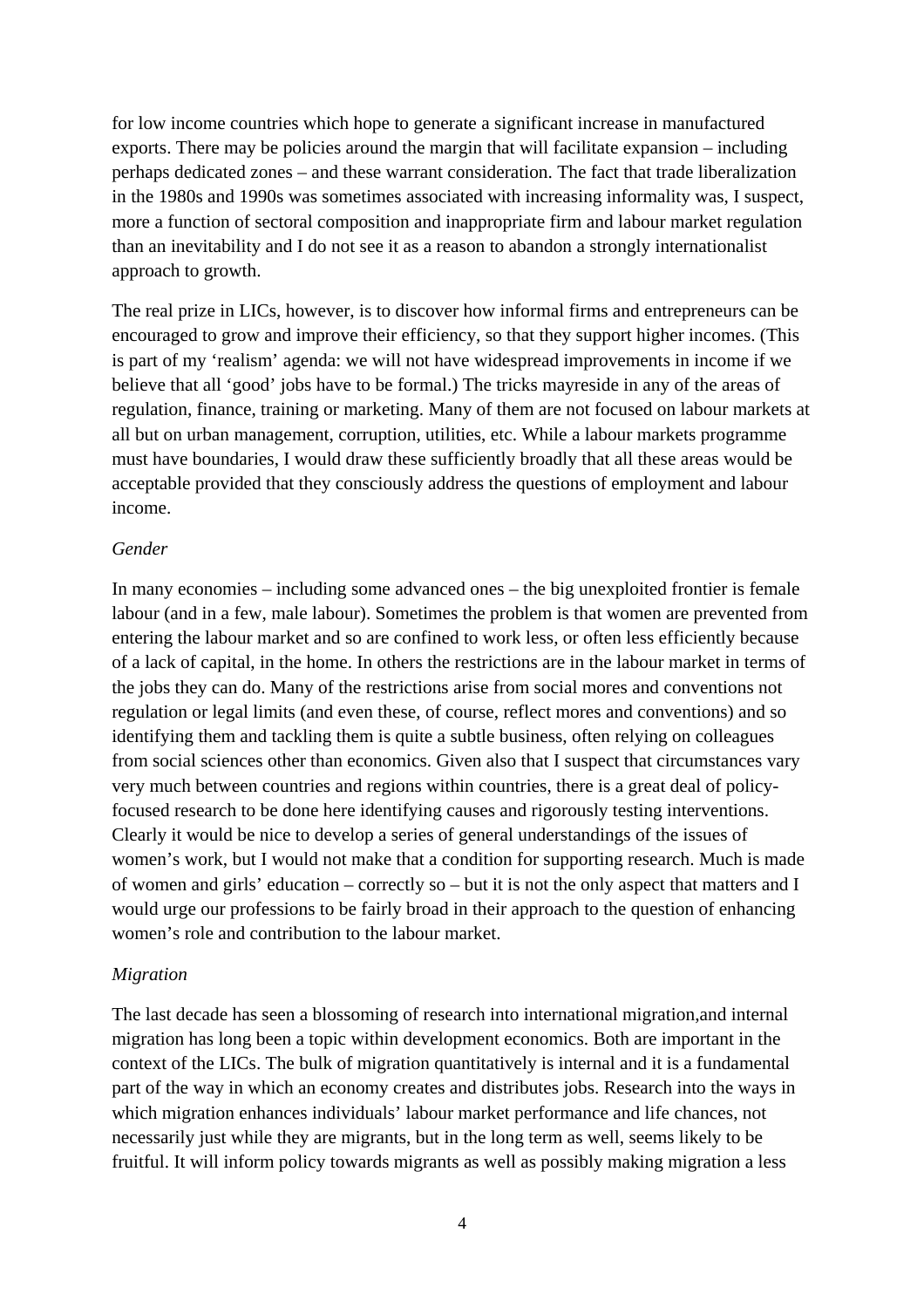for low income countries which hope to generate a significant increase in manufactured exports. There may be policies around the margin that will facilitate expansion – including perhaps dedicated zones – and these warrant consideration. The fact that trade liberalization in the 1980s and 1990s was sometimes associated with increasing informality was, I suspect, more a function of sectoral composition and inappropriate firm and labour market regulation than an inevitability and I do not see it as a reason to abandon a strongly internationalist approach to growth.

The real prize in LICs, however, is to discover how informal firms and entrepreneurs can be encouraged to grow and improve their efficiency, so that they support higher incomes. (This is part of my 'realism' agenda: we will not have widespread improvements in income if we believe that all 'good' jobs have to be formal.) The tricks mayreside in any of the areas of regulation, finance, training or marketing. Many of them are not focused on labour markets at all but on urban management, corruption, utilities, etc. While a labour markets programme must have boundaries, I would draw these sufficiently broadly that all these areas would be acceptable provided that they consciously address the questions of employment and labour income.

*Gender*

In many economies – including some advanced ones – the big unexploited frontier is female labour (and in a few, male labour). Sometimes the problem is that women are prevented from entering the labour market and so are confined to work less, or often less efficiently because of a lack of capital, in the home. In others the restrictions are in the labour market in terms of the jobs they can do. Many of the restrictions arise from social mores and conventions not regulation or legal limits (and even these, of course, reflect mores and conventions) and so identifying them and tackling them is quite a subtle business, often relying on colleagues from social sciences other than economics. Given also that I suspect that circumstances vary very much between countries and regions within countries, there is a great deal of policy-focused research to be done here identifying causes and rigorously testing interventions. Clearly it would be nice to develop a series of general understandings of the issues of women's work, but I would not make that a condition for supporting research. Much is made of women and girls' education – correctly so – but it is not the only aspect that matters and I would urge our professions to be fairly broad in their approach to the question of enhancing women's role and contribution to the labour market.

*Migration*

The last decade has seen a blossoming of research into international migration,and internal migration has long been a topic within development economics. Both are important in the context of the LICs. The bulk of migration quantitatively is internal and it is a fundamental part of the way in which an economy creates and distributes jobs. Research into the ways in which migration enhances individuals' labour market performance and life chances, not necessarily just while they are migrants, but in the long term as well, seems likely to be fruitful. It will inform policy towards migrants as well as possibly making migration a less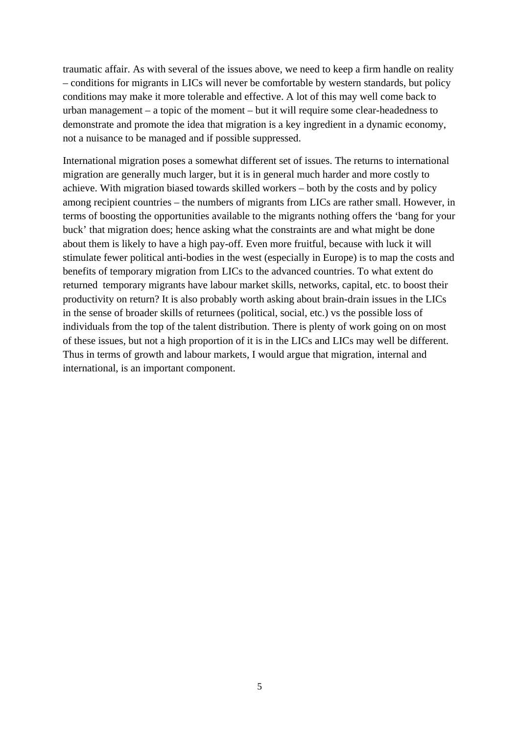traumatic affair. As with several of the issues above, we need to keep a firm handle on reality – conditions for migrants in LICs will never be comfortable by western standards, but policy conditions may make it more tolerable and effective. A lot of this may well come back to urban management – a topic of the moment – but it will require some clear-headedness to demonstrate and promote the idea that migration is a key ingredient in a dynamic economy, not a nuisance to be managed and if possible suppressed.

International migration poses a somewhat different set of issues. The returns to international migration are generally much larger, but it is in general much harder and more costly to achieve. With migration biased towards skilled workers – both by the costs and by policy among recipient countries – the numbers of migrants from LICs are rather small. However, in terms of boosting the opportunities available to the migrants nothing offers the 'bang for your buck' that migration does; hence asking what the constraints are and what might be done about them is likely to have a high pay-off. Even more fruitful, because with luck it will stimulate fewer political anti-bodies in the west (especially in Europe) is to map the costs and benefits of temporary migration from LICs to the advanced countries. To what extent do returned temporary migrants have labour market skills, networks, capital, etc. to boost their productivity on return? It is also probably worth asking about brain-drain issues in the LICs in the sense of broader skills of returnees (political, social, etc.) vs the possible loss of individuals from the top of the talent distribution. There is plenty of work going on on most of these issues, but not a high proportion of it is in the LICs and LICs may well be different. Thus in terms of growth and labour markets, I would argue that migration, internal and international, is an important component.